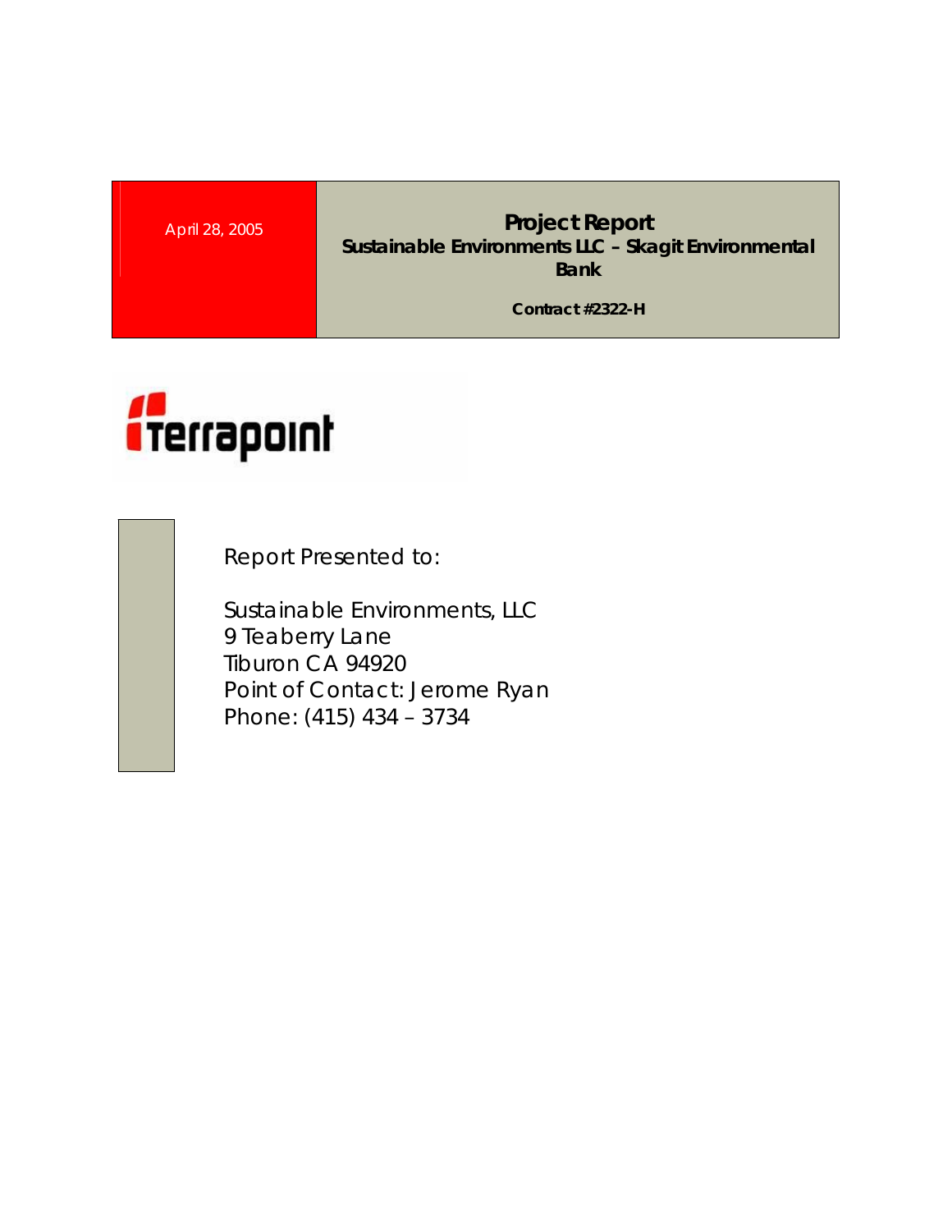April 28, 2005

# Project Report

**Sustainable Environments LLC – Skagit Environmental Bank**

**Contract #2322-H**

Terrapoint

Report Presented to:

Sustainable Environments, LLC
9 Teaberry Lane
Tiburon CA 94920
Point of Contact: Jerome Ryan
Phone: (415) 434 – 3734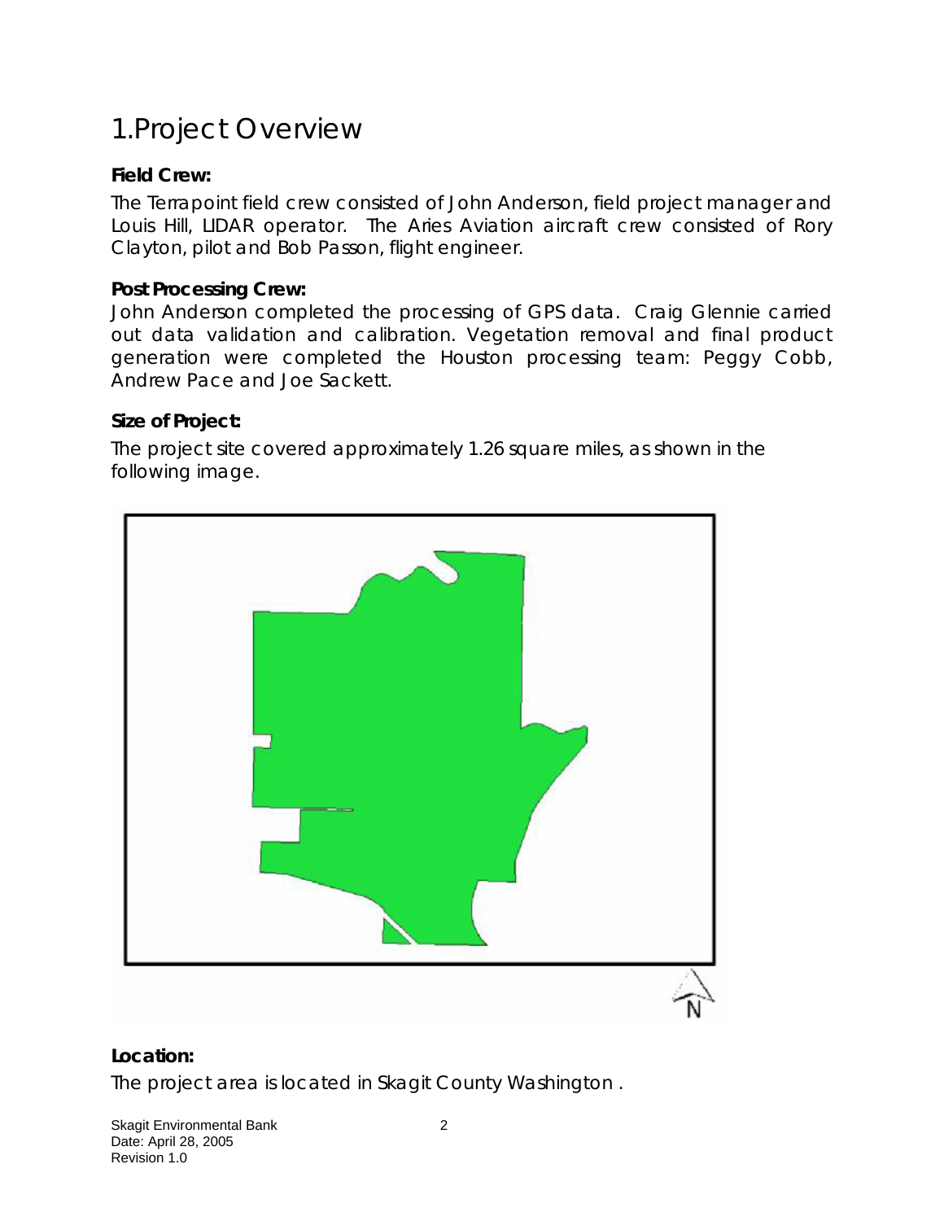# 1.Project Overview

**Field Crew:**

The Terrapoint field crew consisted of John Anderson, field project manager and Louis Hill, LIDAR operator. The Aries Aviation aircraft crew consisted of Rory Clayton, pilot and Bob Passon, flight engineer.

**Post Processing Crew:**

John Anderson completed the processing of GPS data. Craig Glennie carried out data validation and calibration. Vegetation removal and final product generation were completed the Houston processing team: Peggy Cobb, Andrew Pace and Joe Sackett.

**Size of Project:**

The project site covered approximately 1.26 square miles, as shown in the following image.

**Location:**

The project area is located in Skagit County Washington .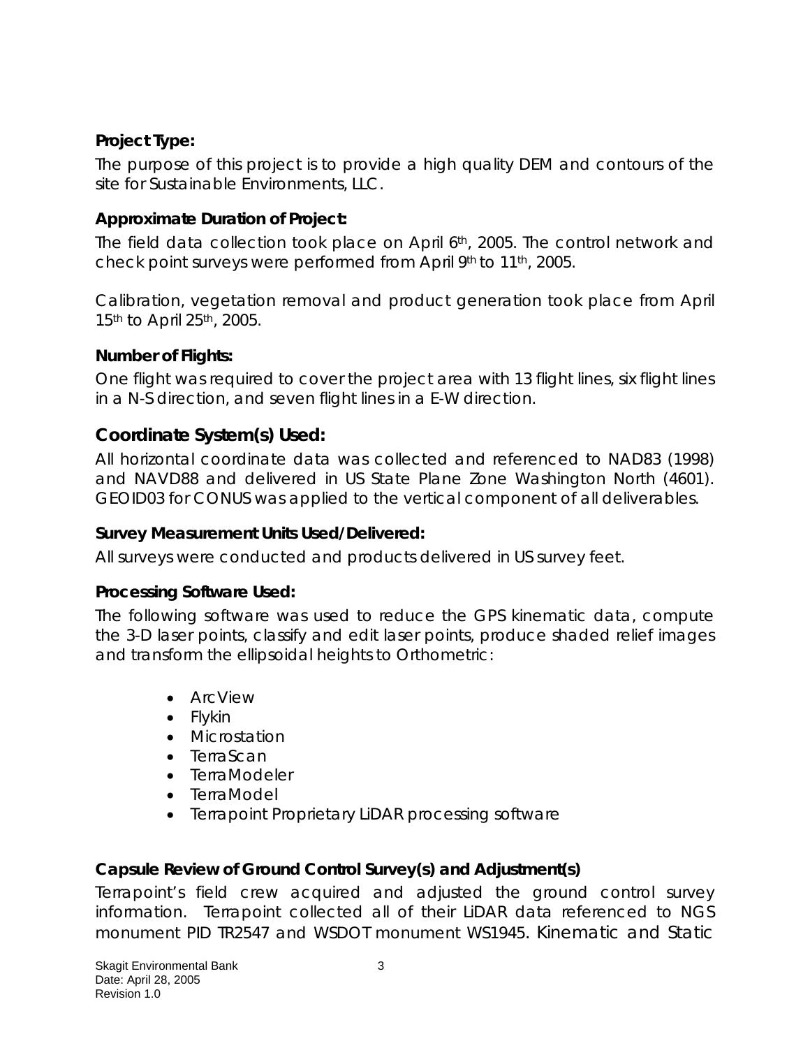**Project Type:**

The purpose of this project is to provide a high quality DEM and contours of the site for Sustainable Environments, LLC.

**Approximate Duration of Project:**

The field data collection took place on April 6th, 2005. The control network and check point surveys were performed from April 9th to 11th, 2005.

Calibration, vegetation removal and product generation took place from April 15th to April 25th, 2005.

**Number of Flights:**

One flight was required to cover the project area with 13 flight lines, six flight lines in a N-S direction, and seven flight lines in a E-W direction.

**Coordinate System(s) Used:**

All horizontal coordinate data was collected and referenced to NAD83 (1998) and NAVD88 and delivered in US State Plane Zone Washington North (4601). GEOID03 for CONUS was applied to the vertical component of all deliverables.

**Survey Measurement Units Used/Delivered:**

All surveys were conducted and products delivered in US survey feet.

**Processing Software Used:**

The following software was used to reduce the GPS kinematic data, compute the 3-D laser points, classify and edit laser points, produce shaded relief images and transform the ellipsoidal heights to Orthometric:

- ArcView
- Flykin
- Microstation
- TerraScan
- TerraModeler
- TerraModel
- Terrapoint Proprietary LiDAR processing software

**Capsule Review of Ground Control Survey(s) and Adjustment(s)**

Terrapoint's field crew acquired and adjusted the ground control survey information. Terrapoint collected all of their LiDAR data referenced to NGS monument PID TR2547 and WSDOT monument WS1945. Kinematic and Static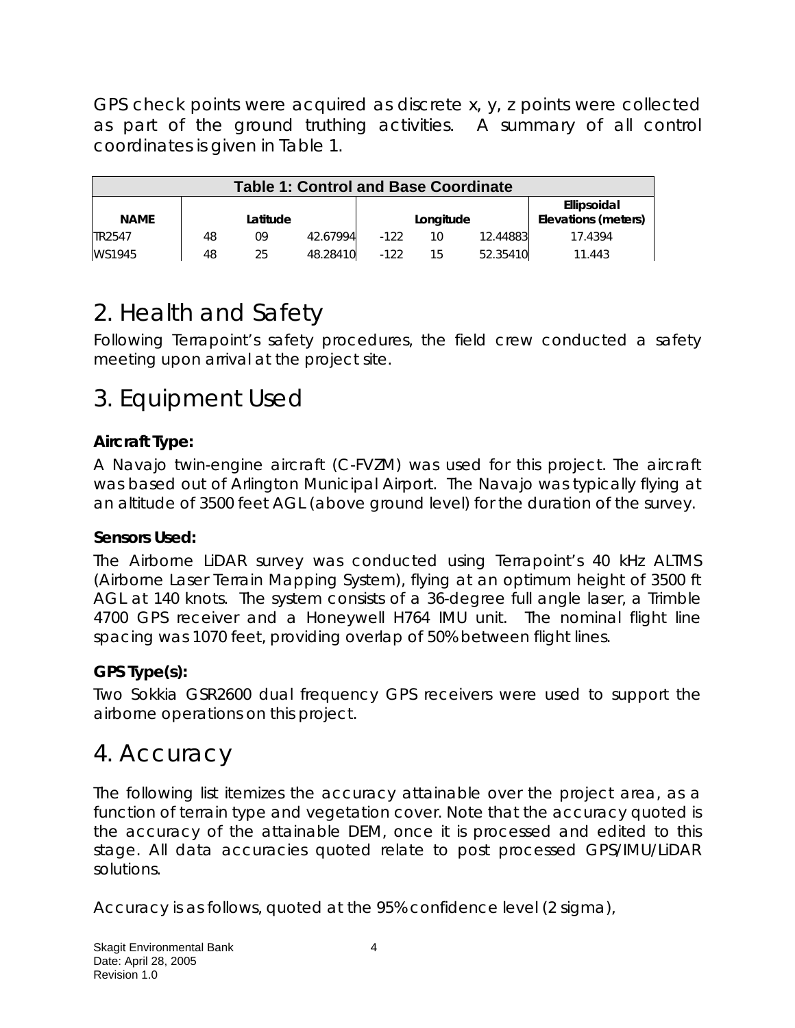GPS check points were acquired as discrete x, y, z points were collected as part of the ground truthing activities. A summary of all control coordinates is given in Table 1.

| Table 1: Control and Base Coordinate | | | | | | | |
|---|---|---|---|---|---|---|---|
| NAME | Latitude | | | Longitude | | | Ellipsoidal Elevations (meters) |
| TR2547 | 48 | 09 | 42.67994 | -122 | 10 | 12.44883 | 17.4394 |
| WS1945 | 48 | 25 | 48.28410 | -122 | 15 | 52.35410 | 11.443 |

# 2. Health and Safety

Following Terrapoint's safety procedures, the field crew conducted a safety meeting upon arrival at the project site.

# 3. Equipment Used

**Aircraft Type:**

A Navajo twin-engine aircraft (C-FVZM) was used for this project. The aircraft was based out of Arlington Municipal Airport. The Navajo was typically flying at an altitude of 3500 feet AGL (above ground level) for the duration of the survey.

**Sensors Used:**

The Airborne LiDAR survey was conducted using Terrapoint's 40 kHz ALTMS (Airborne Laser Terrain Mapping System), flying at an optimum height of 3500 ft AGL at 140 knots. The system consists of a 36-degree full angle laser, a Trimble 4700 GPS receiver and a Honeywell H764 IMU unit. The nominal flight line spacing was 1070 feet, providing overlap of 50% between flight lines.

**GPS Type(s):**

Two Sokkia GSR2600 dual frequency GPS receivers were used to support the airborne operations on this project.

# 4. Accuracy

The following list itemizes the accuracy attainable over the project area, as a function of terrain type and vegetation cover. Note that the accuracy quoted is the accuracy of the attainable DEM, once it is processed and edited to this stage. All data accuracies quoted relate to post processed GPS/IMU/LiDAR solutions.

Accuracy is as follows, quoted at the 95% confidence level (2 sigma),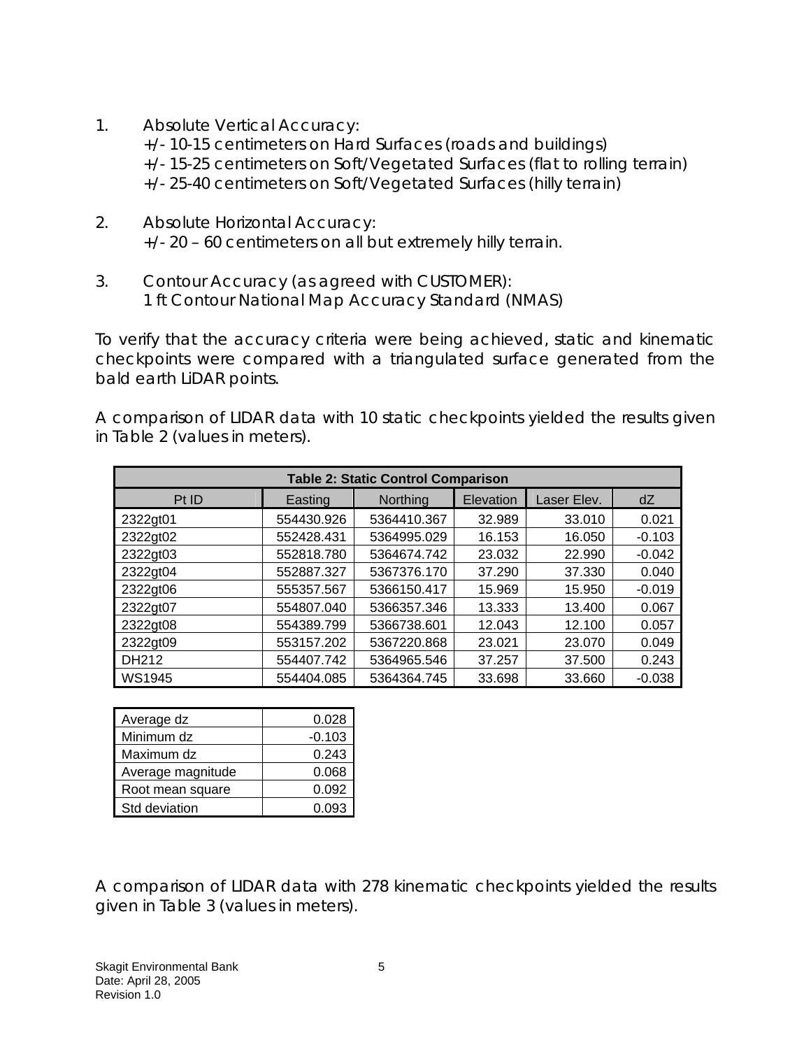1. Absolute Vertical Accuracy:
   +/- 10-15 centimeters on Hard Surfaces (roads and buildings)
   +/- 15-25 centimeters on Soft/Vegetated Surfaces (flat to rolling terrain)
   +/- 25-40 centimeters on Soft/Vegetated Surfaces (hilly terrain)

2. Absolute Horizontal Accuracy:
   +/- 20 – 60 centimeters on all but extremely hilly terrain.

3. Contour Accuracy (as agreed with CUSTOMER):
   1 ft Contour National Map Accuracy Standard (NMAS)

To verify that the accuracy criteria were being achieved, static and kinematic checkpoints were compared with a triangulated surface generated from the bald earth LiDAR points.

A comparison of LIDAR data with 10 static checkpoints yielded the results given in Table 2 (values in meters).

**Table 2: Static Control Comparison**

| Pt ID | Easting | Northing | Elevation | Laser Elev. | dZ |
|---|---|---|---|---|---|
| 2322gt01 | 554430.926 | 5364410.367 | 32.989 | 33.010 | 0.021 |
| 2322gt02 | 552428.431 | 5364995.029 | 16.153 | 16.050 | -0.103 |
| 2322gt03 | 552818.780 | 5364674.742 | 23.032 | 22.990 | -0.042 |
| 2322gt04 | 552887.327 | 5367376.170 | 37.290 | 37.330 | 0.040 |
| 2322gt06 | 555357.567 | 5366150.417 | 15.969 | 15.950 | -0.019 |
| 2322gt07 | 554807.040 | 5366357.346 | 13.333 | 13.400 | 0.067 |
| 2322gt08 | 554389.799 | 5366738.601 | 12.043 | 12.100 | 0.057 |
| 2322gt09 | 553157.202 | 5367220.868 | 23.021 | 23.070 | 0.049 |
| DH212 | 554407.742 | 5364965.546 | 37.257 | 37.500 | 0.243 |
| WS1945 | 554404.085 | 5364364.745 | 33.698 | 33.660 | -0.038 |

| Statistic | Value |
|---|---|
| Average dz | 0.028 |
| Minimum dz | -0.103 |
| Maximum dz | 0.243 |
| Average magnitude | 0.068 |
| Root mean square | 0.092 |
| Std deviation | 0.093 |

A comparison of LIDAR data with 278 kinematic checkpoints yielded the results given in Table 3 (values in meters).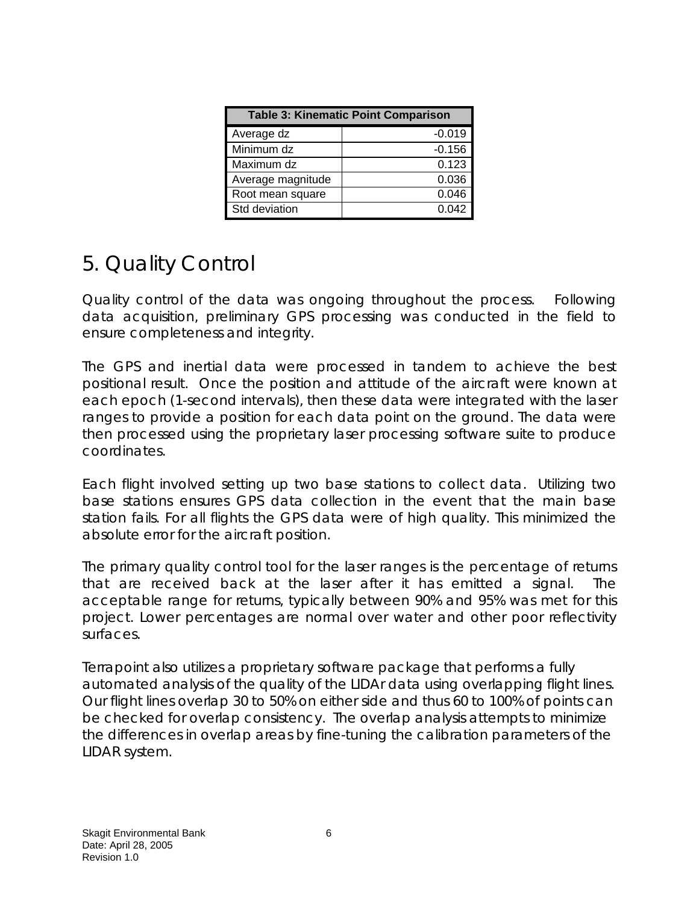| Table 3: Kinematic Point Comparison | |
|---|---|
| Average dz | -0.019 |
| Minimum dz | -0.156 |
| Maximum dz | 0.123 |
| Average magnitude | 0.036 |
| Root mean square | 0.046 |
| Std deviation | 0.042 |

# 5. Quality Control

Quality control of the data was ongoing throughout the process. Following data acquisition, preliminary GPS processing was conducted in the field to ensure completeness and integrity.

The GPS and inertial data were processed in tandem to achieve the best positional result. Once the position and attitude of the aircraft were known at each epoch (1-second intervals), then these data were integrated with the laser ranges to provide a position for each data point on the ground. The data were then processed using the proprietary laser processing software suite to produce coordinates.

Each flight involved setting up two base stations to collect data. Utilizing two base stations ensures GPS data collection in the event that the main base station fails. For all flights the GPS data were of high quality. This minimized the absolute error for the aircraft position.

The primary quality control tool for the laser ranges is the percentage of returns that are received back at the laser after it has emitted a signal. The acceptable range for returns, typically between 90% and 95% was met for this project. Lower percentages are normal over water and other poor reflectivity surfaces.

Terrapoint also utilizes a proprietary software package that performs a fully automated analysis of the quality of the LIDAr data using overlapping flight lines. Our flight lines overlap 30 to 50% on either side and thus 60 to 100% of points can be checked for overlap consistency. The overlap analysis attempts to minimize the differences in overlap areas by fine-tuning the calibration parameters of the LIDAR system.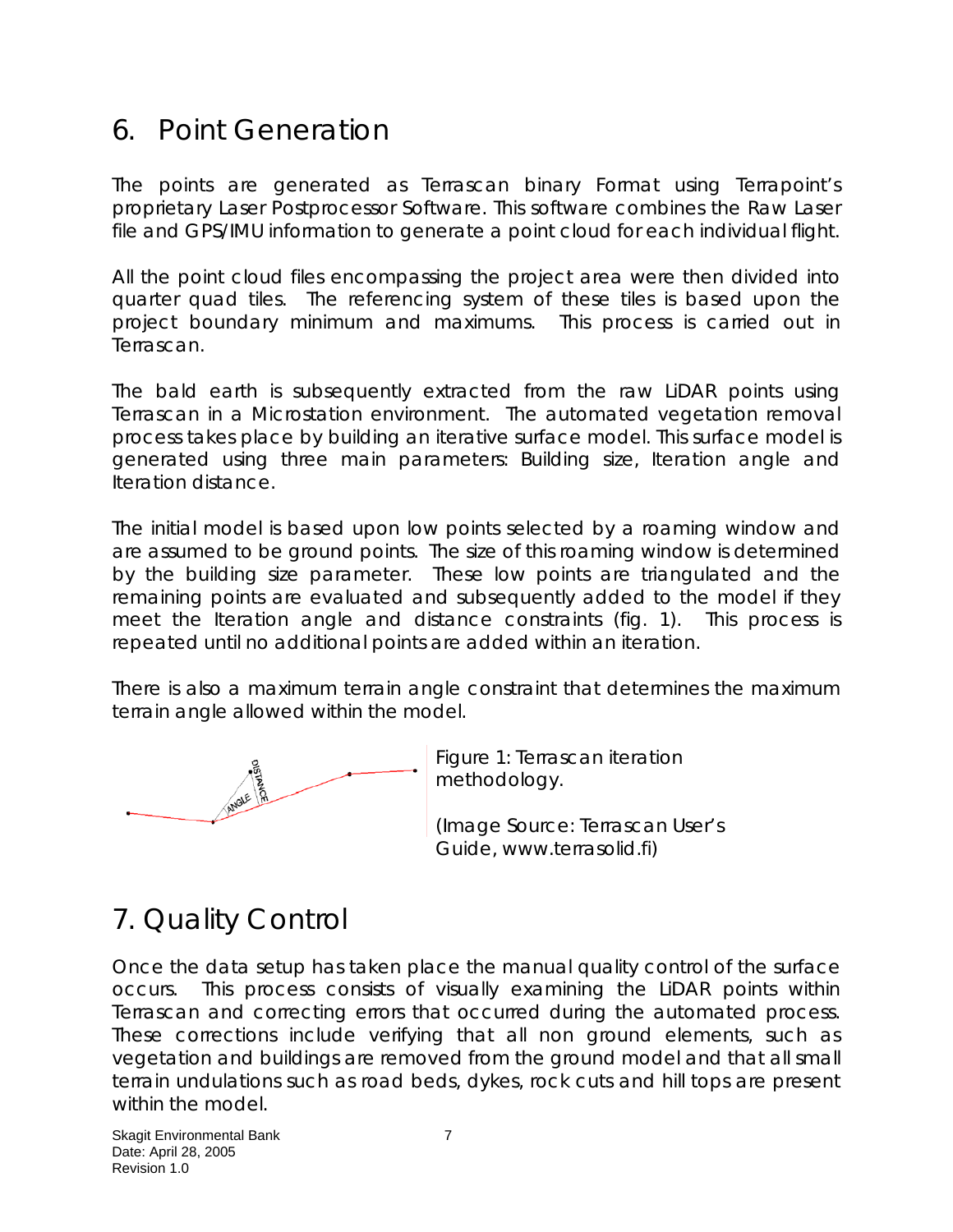# 6. Point Generation

The points are generated as Terrascan binary Format using Terrapoint's proprietary Laser Postprocessor Software. This software combines the Raw Laser file and GPS/IMU information to generate a point cloud for each individual flight.

All the point cloud files encompassing the project area were then divided into quarter quad tiles. The referencing system of these tiles is based upon the project boundary minimum and maximums. This process is carried out in Terrascan.

The bald earth is subsequently extracted from the raw LiDAR points using Terrascan in a Microstation environment. The automated vegetation removal process takes place by building an iterative surface model. This surface model is generated using three main parameters: Building size, Iteration angle and Iteration distance.

The initial model is based upon low points selected by a roaming window and are assumed to be ground points. The size of this roaming window is determined by the building size parameter. These low points are triangulated and the remaining points are evaluated and subsequently added to the model if they meet the Iteration angle and distance constraints (fig. 1). This process is repeated until no additional points are added within an iteration.

There is also a maximum terrain angle constraint that determines the maximum terrain angle allowed within the model.

Figure 1: Terrascan iteration methodology.

(Image Source: Terrascan User's Guide, www.terrasolid.fi)

# 7. Quality Control

Once the data setup has taken place the manual quality control of the surface occurs. This process consists of visually examining the LiDAR points within Terrascan and correcting errors that occurred during the automated process. These corrections include verifying that all non ground elements, such as vegetation and buildings are removed from the ground model and that all small terrain undulations such as road beds, dykes, rock cuts and hill tops are present within the model.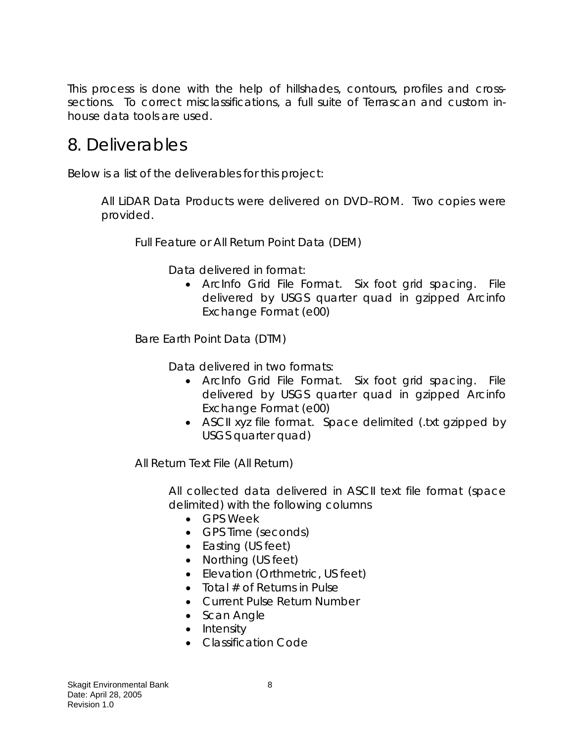This process is done with the help of hillshades, contours, profiles and cross-sections. To correct misclassifications, a full suite of Terrascan and custom in-house data tools are used.

# 8. Deliverables

Below is a list of the deliverables for this project:

All LiDAR Data Products were delivered on DVD–ROM. Two copies were provided.

Full Feature or All Return Point Data (DEM)

Data delivered in format:

- ArcInfo Grid File Format. Six foot grid spacing. File delivered by USGS quarter quad in gzipped Arcinfo Exchange Format (e00)

Bare Earth Point Data (DTM)

Data delivered in two formats:

- ArcInfo Grid File Format. Six foot grid spacing. File delivered by USGS quarter quad in gzipped Arcinfo Exchange Format (e00)
- ASCII xyz file format. Space delimited (.txt gzipped by USGS quarter quad)

All Return Text File (All Return)

All collected data delivered in ASCII text file format (space delimited) with the following columns

- GPS Week
- GPS Time (seconds)
- Easting (US feet)
- Northing (US feet)
- Elevation (Orthmetric, US feet)
- Total # of Returns in Pulse
- Current Pulse Return Number
- Scan Angle
- Intensity
- Classification Code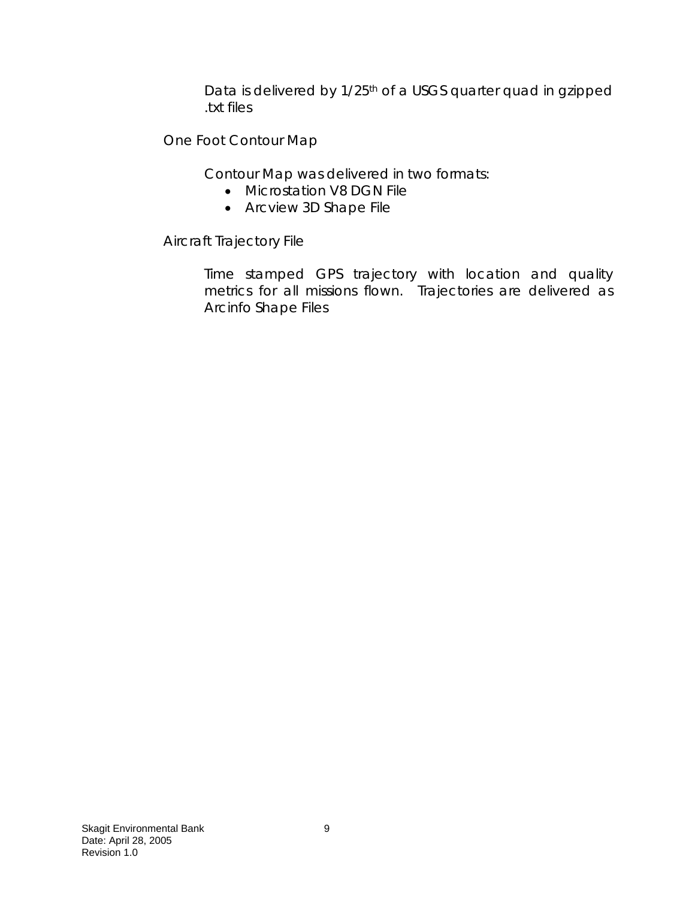Data is delivered by 1/25th of a USGS quarter quad in gzipped .txt files

One Foot Contour Map

Contour Map was delivered in two formats:

- Microstation V8 DGN File
- Arcview 3D Shape File

Aircraft Trajectory File

Time stamped GPS trajectory with location and quality metrics for all missions flown. Trajectories are delivered as Arcinfo Shape Files